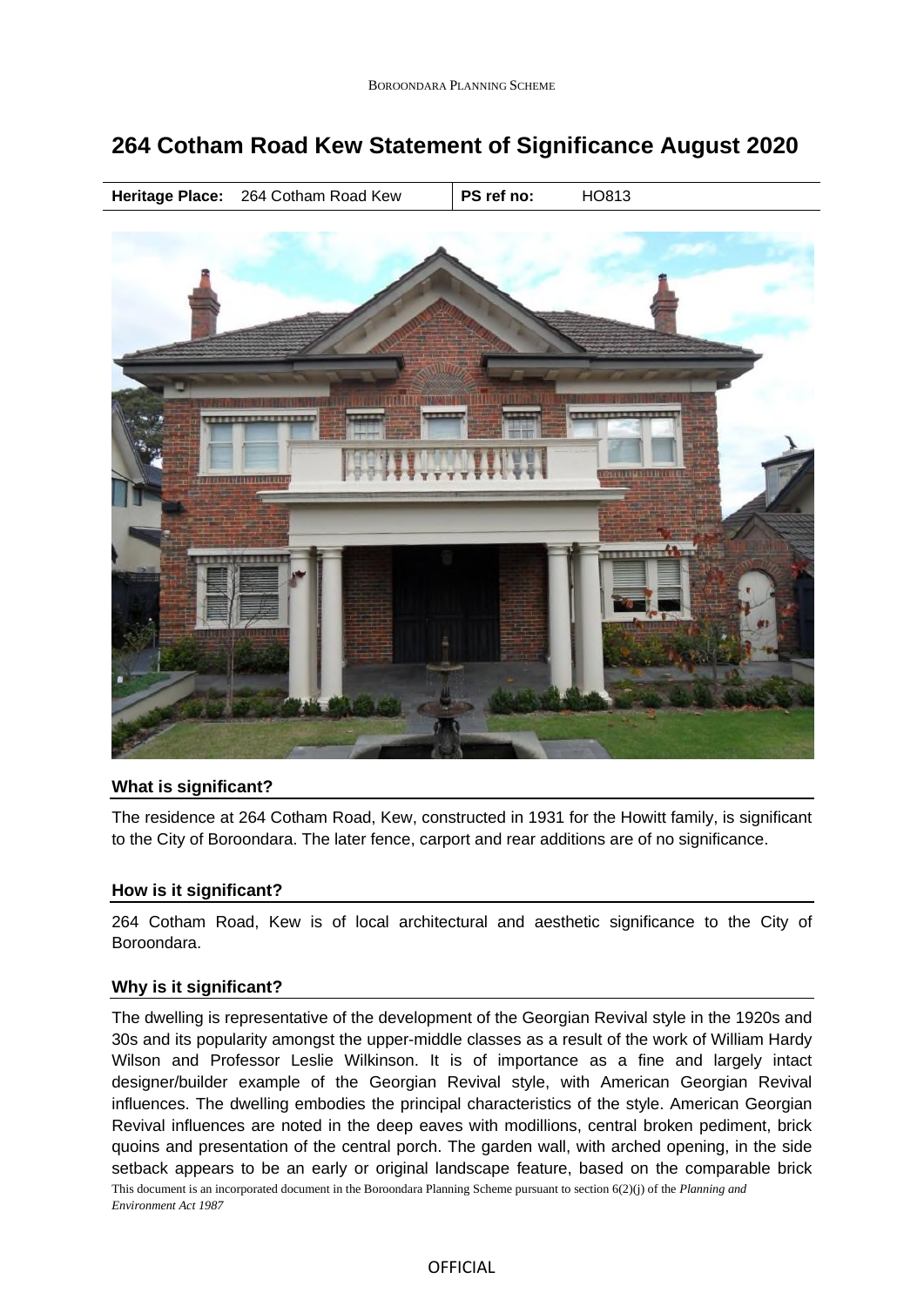# 264 Cotham Road Kew Statement of Significance August 2020

| **Heritage Place:** | 264 Cotham Road Kew | **PS ref no:** | HO813 |
|---|---|---|---|

## What is significant?

The residence at 264 Cotham Road, Kew, constructed in 1931 for the Howitt family, is significant to the City of Boroondara. The later fence, carport and rear additions are of no significance.

## How is it significant?

264 Cotham Road, Kew is of local architectural and aesthetic significance to the City of Boroondara.

## Why is it significant?

The dwelling is representative of the development of the Georgian Revival style in the 1920s and 30s and its popularity amongst the upper-middle classes as a result of the work of William Hardy Wilson and Professor Leslie Wilkinson. It is of importance as a fine and largely intact designer/builder example of the Georgian Revival style, with American Georgian Revival influences. The dwelling embodies the principal characteristics of the style. American Georgian Revival influences are noted in the deep eaves with modillions, central broken pediment, brick quoins and presentation of the central porch. The garden wall, with arched opening, in the side setback appears to be an early or original landscape feature, based on the comparable brick

This document is an incorporated document in the Boroondara Planning Scheme pursuant to section 6(2)(j) of the *Planning and Environment Act 1987*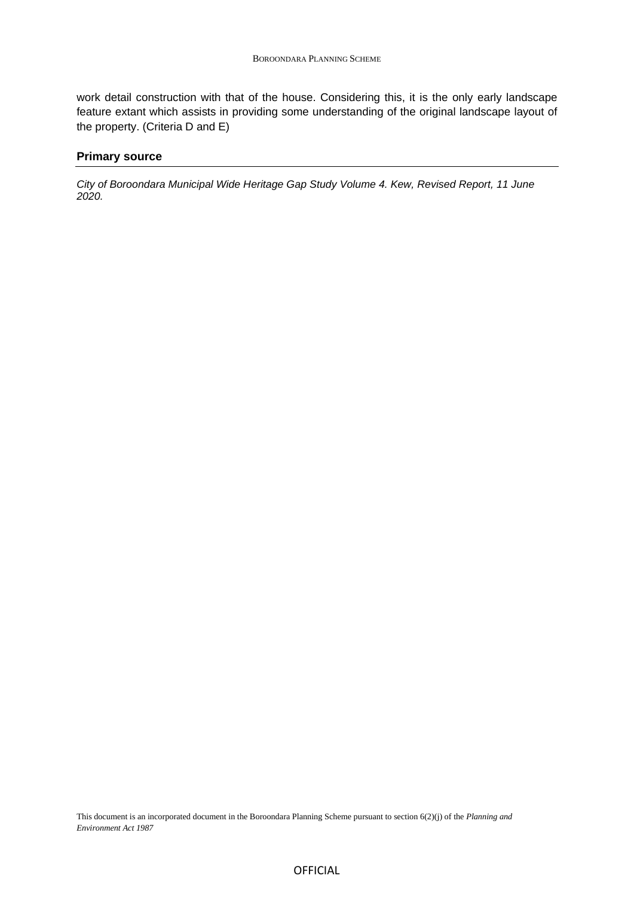work detail construction with that of the house. Considering this, it is the only early landscape feature extant which assists in providing some understanding of the original landscape layout of the property. (Criteria D and E)

## Primary source

*City of Boroondara Municipal Wide Heritage Gap Study Volume 4. Kew, Revised Report, 11 June 2020.*